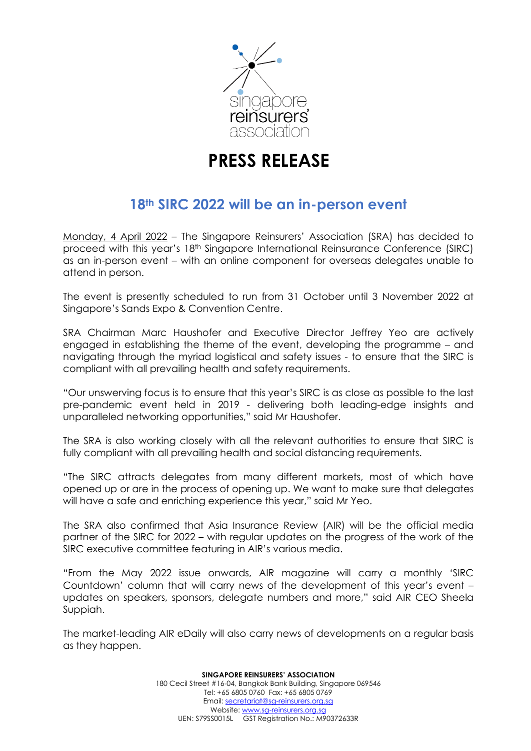singapore reinsurers' association

# PRESS RELEASE

## 18th SIRC 2022 will be an in-person event

Monday, 4 April 2022 – The Singapore Reinsurers' Association (SRA) has decided to proceed with this year's 18th Singapore International Reinsurance Conference (SIRC) as an in-person event – with an online component for overseas delegates unable to attend in person.

The event is presently scheduled to run from 31 October until 3 November 2022 at Singapore's Sands Expo & Convention Centre.

SRA Chairman Marc Haushofer and Executive Director Jeffrey Yeo are actively engaged in establishing the theme of the event, developing the programme – and navigating through the myriad logistical and safety issues - to ensure that the SIRC is compliant with all prevailing health and safety requirements.

"Our unswerving focus is to ensure that this year's SIRC is as close as possible to the last pre-pandemic event held in 2019 - delivering both leading-edge insights and unparalleled networking opportunities," said Mr Haushofer.

The SRA is also working closely with all the relevant authorities to ensure that SIRC is fully compliant with all prevailing health and social distancing requirements.

"The SIRC attracts delegates from many different markets, most of which have opened up or are in the process of opening up. We want to make sure that delegates will have a safe and enriching experience this year," said Mr Yeo.

The SRA also confirmed that Asia Insurance Review (AIR) will be the official media partner of the SIRC for 2022 – with regular updates on the progress of the work of the SIRC executive committee featuring in AIR's various media.

"From the May 2022 issue onwards, AIR magazine will carry a monthly 'SIRC Countdown' column that will carry news of the development of this year's event – updates on speakers, sponsors, delegate numbers and more," said AIR CEO Sheela Suppiah.

The market-leading AIR eDaily will also carry news of developments on a regular basis as they happen.

**SINGAPORE REINSURERS' ASSOCIATION**
180 Cecil Street #16-04, Bangkok Bank Building, Singapore 069546
Tel: +65 6805 0760 Fax: +65 6805 0769
Email: secretariat@sg-reinsurers.org.sg
Website: www.sg-reinsurers.org.sg
UEN: S79SS0015L GST Registration No.: M90372633R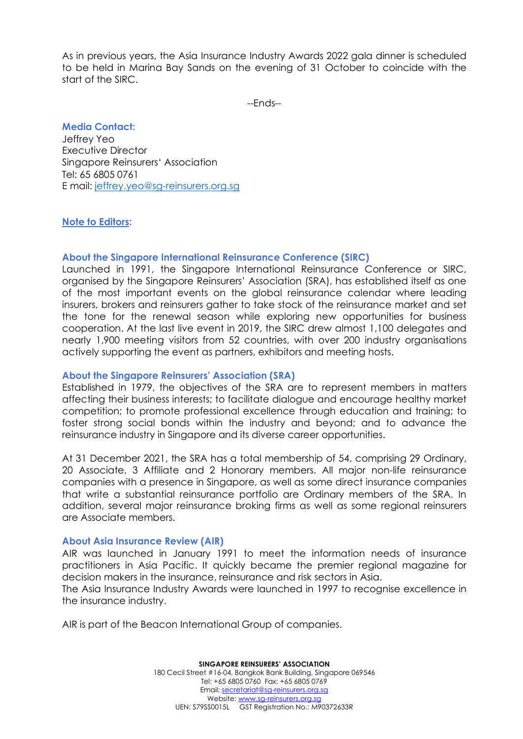As in previous years, the Asia Insurance Industry Awards 2022 gala dinner is scheduled to be held in Marina Bay Sands on the evening of 31 October to coincide with the start of the SIRC.

--Ends--

**Media Contact:**
Jeffrey Yeo
Executive Director
Singapore Reinsurers' Association
Tel: 65 6805 0761
E mail: jeffrey.yeo@sg-reinsurers.org.sg

**Note to Editors:**

### About the Singapore International Reinsurance Conference (SIRC)

Launched in 1991, the Singapore International Reinsurance Conference or SIRC, organised by the Singapore Reinsurers' Association (SRA), has established itself as one of the most important events on the global reinsurance calendar where leading insurers, brokers and reinsurers gather to take stock of the reinsurance market and set the tone for the renewal season while exploring new opportunities for business cooperation. At the last live event in 2019, the SIRC drew almost 1,100 delegates and nearly 1,900 meeting visitors from 52 countries, with over 200 industry organisations actively supporting the event as partners, exhibitors and meeting hosts.

### About the Singapore Reinsurers' Association (SRA)

Established in 1979, the objectives of the SRA are to represent members in matters affecting their business interests; to facilitate dialogue and encourage healthy market competition; to promote professional excellence through education and training; to foster strong social bonds within the industry and beyond; and to advance the reinsurance industry in Singapore and its diverse career opportunities.

At 31 December 2021, the SRA has a total membership of 54, comprising 29 Ordinary, 20 Associate, 3 Affiliate and 2 Honorary members. All major non-life reinsurance companies with a presence in Singapore, as well as some direct insurance companies that write a substantial reinsurance portfolio are Ordinary members of the SRA. In addition, several major reinsurance broking firms as well as some regional reinsurers are Associate members.

### About Asia Insurance Review (AIR)

AIR was launched in January 1991 to meet the information needs of insurance practitioners in Asia Pacific. It quickly became the premier regional magazine for decision makers in the insurance, reinsurance and risk sectors in Asia.
The Asia Insurance Industry Awards were launched in 1997 to recognise excellence in the insurance industry.

AIR is part of the Beacon International Group of companies.

**SINGAPORE REINSURERS' ASSOCIATION**
180 Cecil Street #16-04, Bangkok Bank Building, Singapore 069546
Tel: +65 6805 0760 Fax: +65 6805 0769
Email: secretariat@sg-reinsurers.org.sg
Website: www.sg-reinsurers.org.sg
UEN: S79SS0015L GST Registration No.: M90372633R